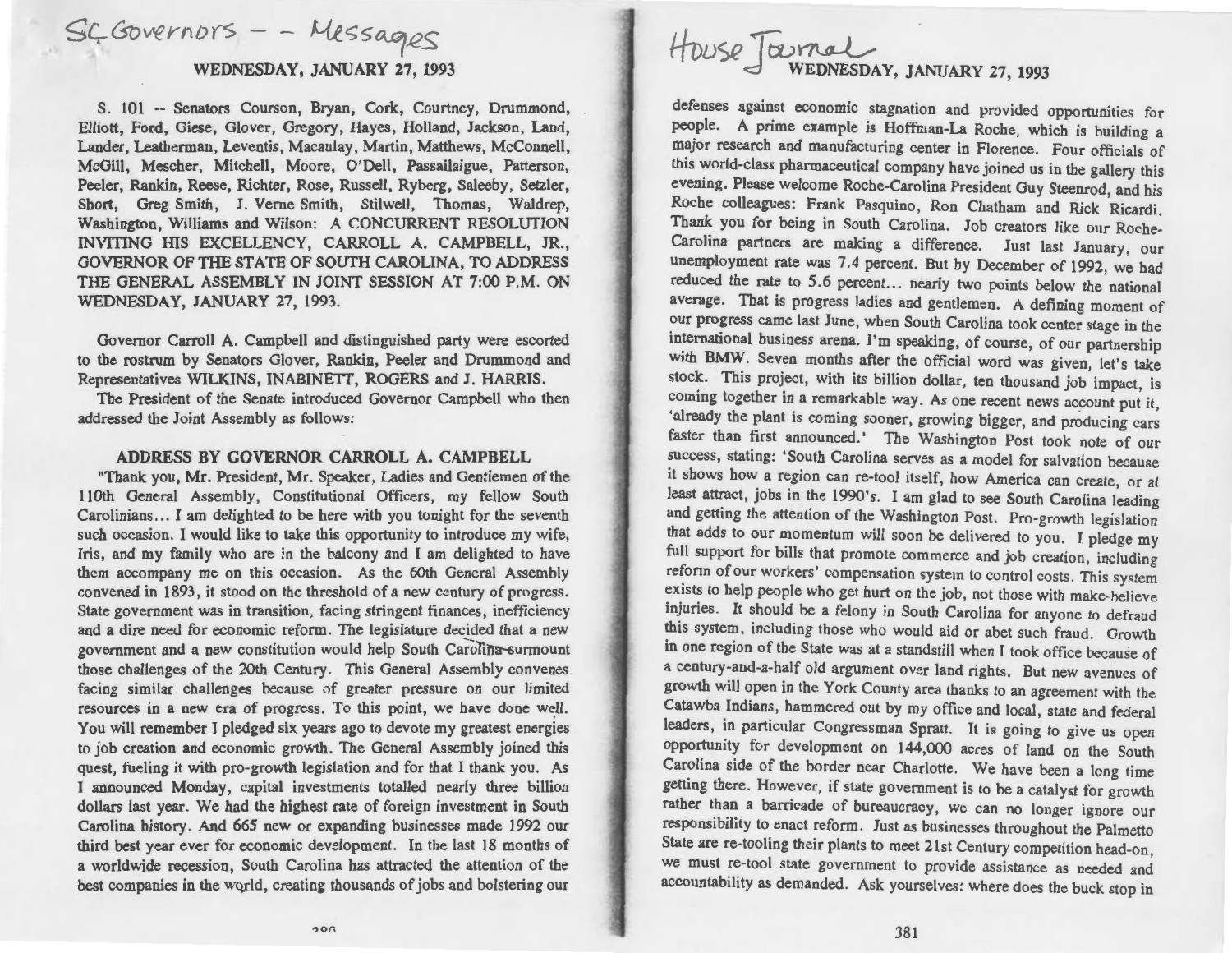SC Governors -- Messages

WEDNESDAY, JANUARY 27, 1993

S. 101 -- Senators Courson, Bryan, Cork, Courtney, Drummond, Elliott, Ford, Giese, Glover, Gregory, Hayes, Holland, Jackson, Land, Lander, Leatherman, Leventis, Macaulay, Martin, Matthews, McConnell, McGill, Mescher, Mitchell, Moore, O'Dell, Passailaigue, Patterson, Peeler, Rankin, Reese, Richter, Rose, Russell, Ryberg, Saleeby, Setzler, Short, Greg Smith, J. Verne Smith, Stilwell, Thomas, Waldrep, Washington, Williams and Wilson: A CONCURRENT RESOLUTION INVITING HIS EXCELLENCY, CARROLL A. CAMPBELL, JR., GOVERNOR OF THE STATE OF SOUTH CAROLINA, TO ADDRESS THE GENERAL ASSEMBLY IN JOINT SESSION AT 7:00 P.M. ON WEDNESDAY, JANUARY 27, 1993.

Governor Carroll A. Campbell and distinguished party were escorted to the rostrum by Senators Glover, Rankin, Peeler and Drummond and Representatives WILKINS, INABINETT, ROGERS and J. HARRIS.

The President of the Senate introduced Governor Campbell who then addressed the Joint Assembly as follows:

## ADDRESS BY GOVERNOR CARROLL A. CAMPBELL

"Thank you, Mr. President, Mr. Speaker, Ladies and Gentlemen of the 110th General Assembly, Constitutional Officers, my fellow South Carolinians... I am delighted to be here with you tonight for the seventh such occasion. I would like to take this opportunity to introduce my wife, Iris, and my family who are in the balcony and I am delighted to have them accompany me on this occasion. As the 60th General Assembly convened in 1893, it stood on the threshold of a new century of progress. State government was in transition, facing stringent finances, inefficiency and a dire need for economic reform. The legislature decided that a new government and a new constitution would help South Carolina surmount those challenges of the 20th Century. This General Assembly convenes facing similar challenges because of greater pressure on our limited resources in a new era of progress. To this point, we have done well. You will remember I pledged six years ago to devote my greatest energies to job creation and economic growth. The General Assembly joined this quest, fueling it with pro-growth legislation and for that I thank you. As I announced Monday, capital investments totalled nearly three billion dollars last year. We had the highest rate of foreign investment in South Carolina history. And 665 new or expanding businesses made 1992 our third best year ever for economic development. In the last 18 months of a worldwide recession, South Carolina has attracted the attention of the best companies in the world, creating thousands of jobs and bolstering our defenses against economic stagnation and provided opportunities for people. A prime example is Hoffman-La Roche, which is building a major research and manufacturing center in Florence. Four officials of this world-class pharmaceutical company have joined us in the gallery this evening. Please welcome Roche-Carolina President Guy Steenrod, and his Roche colleagues: Frank Pasquino, Ron Chatham and Rick Ricardi. Thank you for being in South Carolina. Job creators like our Roche-Carolina partners are making a difference. Just last January, our unemployment rate was 7.4 percent. But by December of 1992, we had reduced the rate to 5.6 percent... nearly two points below the national average. That is progress ladies and gentlemen. A defining moment of our progress came last June, when South Carolina took center stage in the international business arena. I'm speaking, of course, of our partnership with BMW. Seven months after the official word was given, let's take stock. This project, with its billion dollar, ten thousand job impact, is coming together in a remarkable way. As one recent news account put it, 'already the plant is coming sooner, growing bigger, and producing cars faster than first announced.' The Washington Post took note of our success, stating: 'South Carolina serves as a model for salvation because it shows how a region can re-tool itself, how America can create, or at least attract, jobs in the 1990's. I am glad to see South Carolina leading and getting the attention of the Washington Post. Pro-growth legislation that adds to our momentum will soon be delivered to you. I pledge my full support for bills that promote commerce and job creation, including reform of our workers' compensation system to control costs. This system exists to help people who get hurt on the job, not those with make-believe injuries. It should be a felony in South Carolina for anyone to defraud this system, including those who would aid or abet such fraud. Growth in one region of the State was at a standstill when I took office because of a century-and-a-half old argument over land rights. But new avenues of growth will open in the York County area thanks to an agreement with the Catawba Indians, hammered out by my office and local, state and federal leaders, in particular Congressman Spratt. It is going to give us open opportunity for development on 144,000 acres of land on the South Carolina side of the border near Charlotte. We have been a long time getting there. However, if state government is to be a catalyst for growth rather than a barricade of bureaucracy, we can no longer ignore our responsibility to enact reform. Just as businesses throughout the Palmetto State are re-tooling their plants to meet 21st Century competition head-on, we must re-tool state government to provide assistance as needed and accountability as demanded. Ask yourselves: where does the buck stop in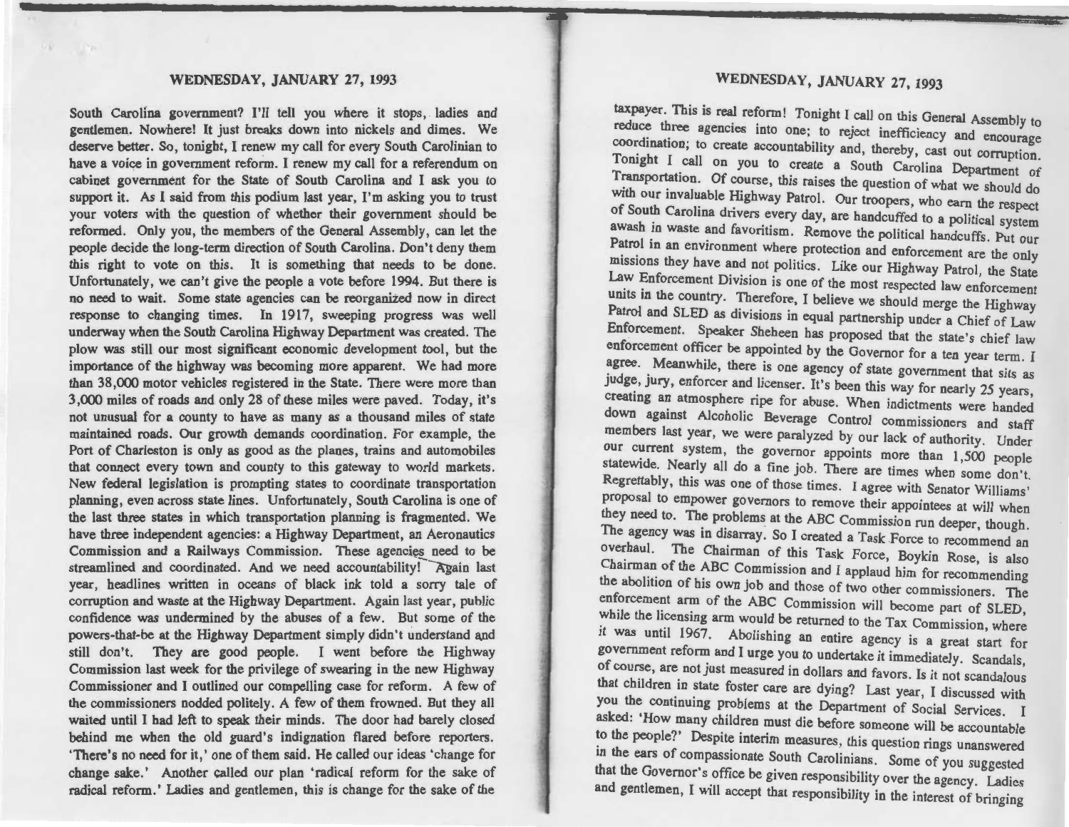South Carolina government? I'll tell you where it stops, ladies and gentlemen. Nowhere! It just breaks down into nickels and dimes. We deserve better. So, tonight, I renew my call for every South Carolinian to have a voice in government reform. I renew my call for a referendum on cabinet government for the State of South Carolina and I ask you to support it. As I said from this podium last year, I'm asking you to trust your voters with the question of whether their government should be reformed. Only you, the members of the General Assembly, can let the people decide the long-term direction of South Carolina. Don't deny them this right to vote on this. It is something that needs to be done. Unfortunately, we can't give the people a vote before 1994. But there is no need to wait. Some state agencies can be reorganized now in direct response to changing times. In 1917, sweeping progress was well underway when the South Carolina Highway Department was created. The plow was still our most significant economic development tool, but the importance of the highway was becoming more apparent. We had more than 38,000 motor vehicles registered in the State. There were more than 3,000 miles of roads and only 28 of these miles were paved. Today, it's not unusual for a county to have as many as a thousand miles of state maintained roads. Our growth demands coordination. For example, the Port of Charleston is only as good as the planes, trains and automobiles that connect every town and county to this gateway to world markets. New federal legislation is prompting states to coordinate transportation planning, even across state lines. Unfortunately, South Carolina is one of the last three states in which transportation planning is fragmented. We have three independent agencies: a Highway Department, an Aeronautics Commission and a Railways Commission. These agencies need to be streamlined and coordinated. And we need accountability! Again last year, headlines written in oceans of black ink told a sorry tale of corruption and waste at the Highway Department. Again last year, public confidence was undermined by the abuses of a few. But some of the powers-that-be at the Highway Department simply didn't understand and still don't. They are good people. I went before the Highway Commission last week for the privilege of swearing in the new Highway Commissioner and I outlined our compelling case for reform. A few of the commissioners nodded politely. A few of them frowned. But they all waited until I had left to speak their minds. The door had barely closed behind me when the old guard's indignation flared before reporters. 'There's no need for it,' one of them said. He called our ideas 'change for change sake.' Another called our plan 'radical reform for the sake of radical reform.' Ladies and gentlemen, this is change for the sake of the taxpayer. This is real reform! Tonight I call on this General Assembly to reduce three agencies into one; to reject inefficiency and encourage coordination; to create accountability and, thereby, cast out corruption. Tonight I call on you to create a South Carolina Department of Transportation. Of course, this raises the question of what we should do with our invaluable Highway Patrol. Our troopers, who earn the respect of South Carolina drivers every day, are handcuffed to a political system awash in waste and favoritism. Remove the political handcuffs. Put our Patrol in an environment where protection and enforcement are the only missions they have and not politics. Like our Highway Patrol, the State Law Enforcement Division is one of the most respected law enforcement units in the country. Therefore, I believe we should merge the Highway Patrol and SLED as divisions in equal partnership under a Chief of Law Enforcement. Speaker Sheheen has proposed that the state's chief law enforcement officer be appointed by the Governor for a ten year term. I agree. Meanwhile, there is one agency of state government that sits as judge, jury, enforcer and licenser. It's been this way for nearly 25 years, creating an atmosphere ripe for abuse. When indictments were handed down against Alcoholic Beverage Control commissioners and staff members last year, we were paralyzed by our lack of authority. Under our current system, the governor appoints more than 1,500 people statewide. Nearly all do a fine job. There are times when some don't. Regrettably, this was one of those times. I agree with Senator Williams' proposal to empower governors to remove their appointees at will when they need to. The problems at the ABC Commission run deeper, though. The agency was in disarray. So I created a Task Force to recommend an overhaul. The Chairman of this Task Force, Boykin Rose, is also Chairman of the ABC Commission and I applaud him for recommending the abolition of his own job and those of two other commissioners. The enforcement arm of the ABC Commission will become part of SLED, while the licensing arm would be returned to the Tax Commission, where it was until 1967. Abolishing an entire agency is a great start for government reform and I urge you to undertake it immediately. Scandals, of course, are not just measured in dollars and favors. Is it not scandalous that children in state foster care are dying? Last year, I discussed with you the continuing problems at the Department of Social Services. I asked: 'How many children must die before someone will be accountable to the people?' Despite interim measures, this question rings unanswered in the ears of compassionate South Carolinians. Some of you suggested that the Governor's office be given responsibility over the agency. Ladies and gentlemen, I will accept that responsibility in the interest of bringing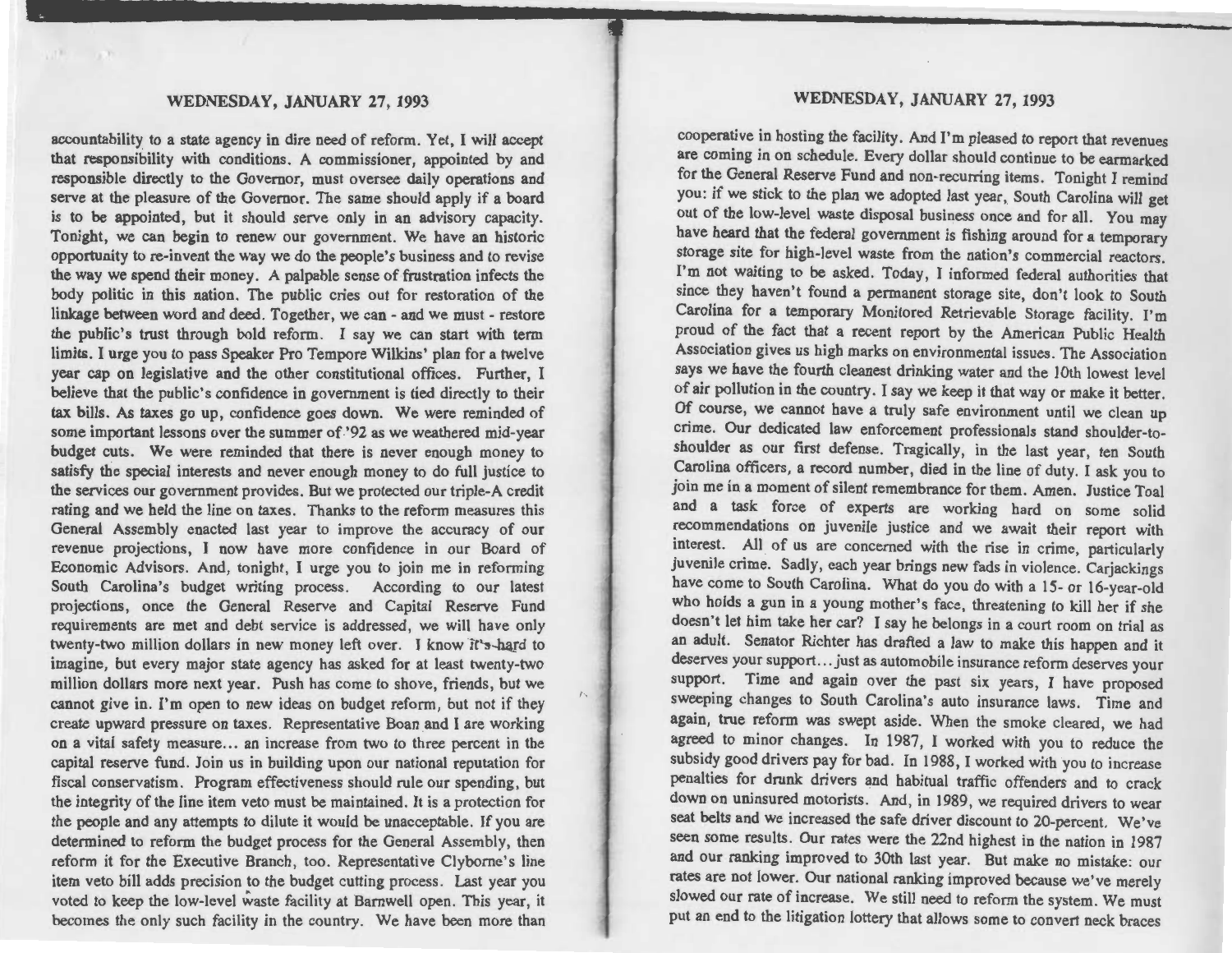accountability to a state agency in dire need of reform. Yet, I will accept that responsibility with conditions. A commissioner, appointed by and responsible directly to the Governor, must oversee daily operations and serve at the pleasure of the Governor. The same should apply if a board is to be appointed, but it should serve only in an advisory capacity. Tonight, we can begin to renew our government. We have an historic opportunity to re-invent the way we do the people's business and to revise the way we spend their money. A palpable sense of frustration infects the body politic in this nation. The public cries out for restoration of the linkage between word and deed. Together, we can - and we must - restore the public's trust through bold reform. I say we can start with term limits. I urge you to pass Speaker Pro Tempore Wilkins' plan for a twelve year cap on legislative and the other constitutional offices. Further, I believe that the public's confidence in government is tied directly to their tax bills. As taxes go up, confidence goes down. We were reminded of some important lessons over the summer of '92 as we weathered mid-year budget cuts. We were reminded that there is never enough money to satisfy the special interests and never enough money to do full justice to the services our government provides. But we protected our triple-A credit rating and we held the line on taxes. Thanks to the reform measures this General Assembly enacted last year to improve the accuracy of our revenue projections, I now have more confidence in our Board of Economic Advisors. And, tonight, I urge you to join me in reforming South Carolina's budget writing process. According to our latest projections, once the General Reserve and Capital Reserve Fund requirements are met and debt service is addressed, we will have only twenty-two million dollars in new money left over. I know it's hard to imagine, but every major state agency has asked for at least twenty-two million dollars more next year. Push has come to shove, friends, but we cannot give in. I'm open to new ideas on budget reform, but not if they create upward pressure on taxes. Representative Boan and I are working on a vital safety measure... an increase from two to three percent in the capital reserve fund. Join us in building upon our national reputation for fiscal conservatism. Program effectiveness should rule our spending, but the integrity of the line item veto must be maintained. It is a protection for the people and any attempts to dilute it would be unacceptable. If you are determined to reform the budget process for the General Assembly, then reform it for the Executive Branch, too. Representative Clyborne's line item veto bill adds precision to the budget cutting process. Last year you voted to keep the low-level waste facility at Barnwell open. This year, it becomes the only such facility in the country. We have been more than cooperative in hosting the facility. And I'm pleased to report that revenues are coming in on schedule. Every dollar should continue to be earmarked for the General Reserve Fund and non-recurring items. Tonight I remind you: if we stick to the plan we adopted last year, South Carolina will get out of the low-level waste disposal business once and for all. You may have heard that the federal government is fishing around for a temporary storage site for high-level waste from the nation's commercial reactors. I'm not waiting to be asked. Today, I informed federal authorities that since they haven't found a permanent storage site, don't look to South Carolina for a temporary Monitored Retrievable Storage facility. I'm proud of the fact that a recent report by the American Public Health Association gives us high marks on environmental issues. The Association says we have the fourth cleanest drinking water and the 10th lowest level of air pollution in the country. I say we keep it that way or make it better. Of course, we cannot have a truly safe environment until we clean up crime. Our dedicated law enforcement professionals stand shoulder-to-shoulder as our first defense. Tragically, in the last year, ten South Carolina officers, a record number, died in the line of duty. I ask you to join me in a moment of silent remembrance for them. Amen. Justice Toal and a task force of experts are working hard on some solid recommendations on juvenile justice and we await their report with interest. All of us are concerned with the rise in crime, particularly juvenile crime. Sadly, each year brings new fads in violence. Carjackings have come to South Carolina. What do you do with a 15- or 16-year-old who holds a gun in a young mother's face, threatening to kill her if she doesn't let him take her car? I say he belongs in a court room on trial as an adult. Senator Richter has drafted a law to make this happen and it deserves your support... just as automobile insurance reform deserves your support. Time and again over the past six years, I have proposed sweeping changes to South Carolina's auto insurance laws. Time and again, true reform was swept aside. When the smoke cleared, we had agreed to minor changes. In 1987, I worked with you to reduce the subsidy good drivers pay for bad. In 1988, I worked with you to increase penalties for drunk drivers and habitual traffic offenders and to crack down on uninsured motorists. And, in 1989, we required drivers to wear seat belts and we increased the safe driver discount to 20-percent. We've seen some results. Our rates were the 22nd highest in the nation in 1987 and our ranking improved to 30th last year. But make no mistake: our rates are not lower. Our national ranking improved because we've merely slowed our rate of increase. We still need to reform the system. We must put an end to the litigation lottery that allows some to convert neck braces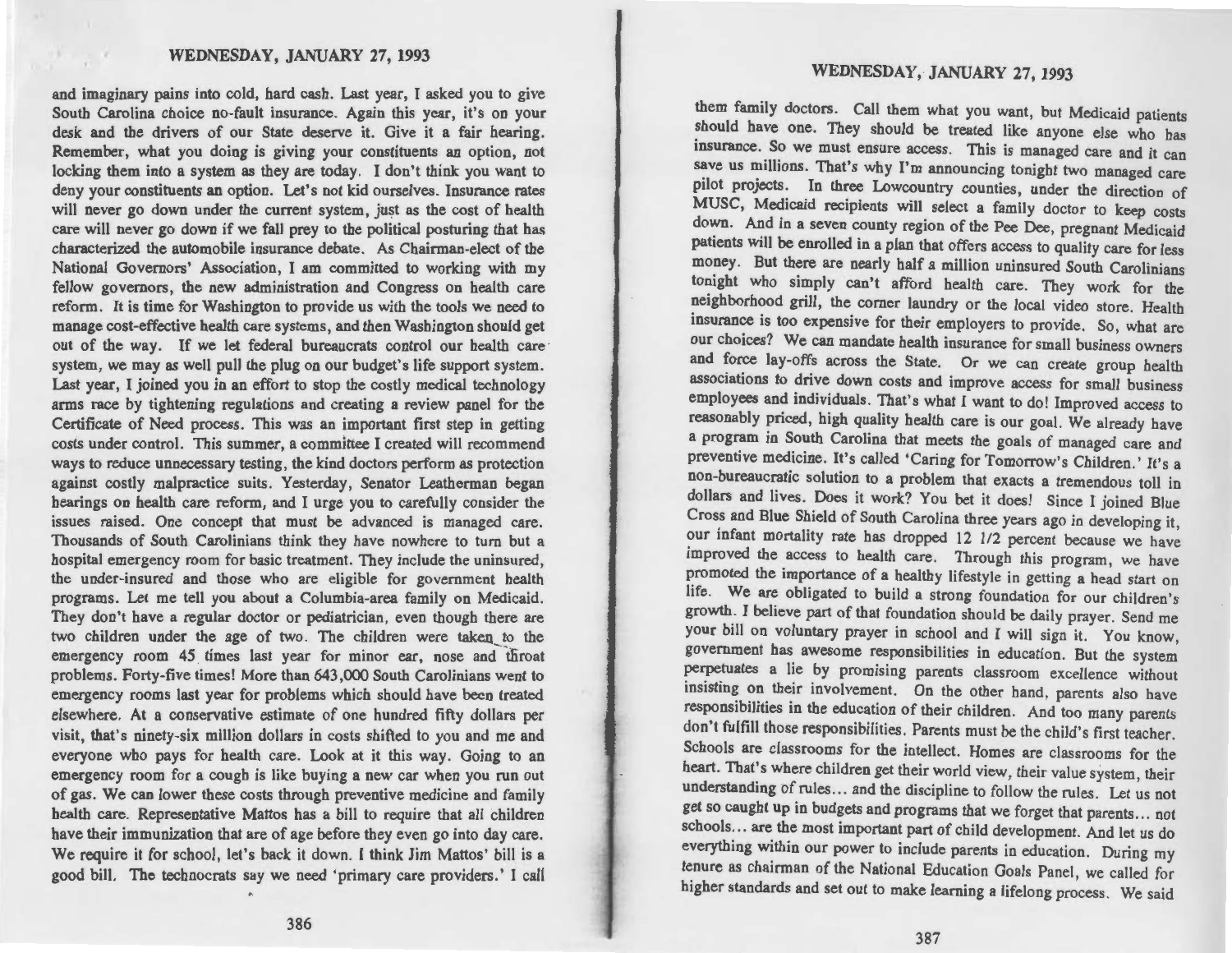and imaginary pains into cold, hard cash. Last year, I asked you to give South Carolina choice no-fault insurance. Again this year, it's on your desk and the drivers of our State deserve it. Give it a fair hearing. Remember, what you doing is giving your constituents an option, not locking them into a system as they are today. I don't think you want to deny your constituents an option. Let's not kid ourselves. Insurance rates will never go down under the current system, just as the cost of health care will never go down if we fall prey to the political posturing that has characterized the automobile insurance debate. As Chairman-elect of the National Governors' Association, I am committed to working with my fellow governors, the new administration and Congress on health care reform. It is time for Washington to provide us with the tools we need to manage cost-effective health care systems, and then Washington should get out of the way. If we let federal bureaucrats control our health care system, we may as well pull the plug on our budget's life support system. Last year, I joined you in an effort to stop the costly medical technology arms race by tightening regulations and creating a review panel for the Certificate of Need process. This was an important first step in getting costs under control. This summer, a committee I created will recommend ways to reduce unnecessary testing, the kind doctors perform as protection against costly malpractice suits. Yesterday, Senator Leatherman began hearings on health care reform, and I urge you to carefully consider the issues raised. One concept that must be advanced is managed care. Thousands of South Carolinians think they have nowhere to turn but a hospital emergency room for basic treatment. They include the uninsured, the under-insured and those who are eligible for government health programs. Let me tell you about a Columbia-area family on Medicaid. They don't have a regular doctor or pediatrician, even though there are two children under the age of two. The children were taken to the emergency room 45 times last year for minor ear, nose and throat problems. Forty-five times! More than 643,000 South Carolinians went to emergency rooms last year for problems which should have been treated elsewhere. At a conservative estimate of one hundred fifty dollars per visit, that's ninety-six million dollars in costs shifted to you and me and everyone who pays for health care. Look at it this way. Going to an emergency room for a cough is like buying a new car when you run out of gas. We can lower these costs through preventive medicine and family health care. Representative Mattos has a bill to require that all children have their immunization that are of age before they even go into day care. We require it for school, let's back it down. I think Jim Mattos' bill is a good bill. The technocrats say we need 'primary care providers.' I call them family doctors. Call them what you want, but Medicaid patients should have one. They should be treated like anyone else who has insurance. So we must ensure access. This is managed care and it can save us millions. That's why I'm announcing tonight two managed care pilot projects. In three Lowcountry counties, under the direction of MUSC, Medicaid recipients will select a family doctor to keep costs down. And in a seven county region of the Pee Dee, pregnant Medicaid patients will be enrolled in a plan that offers access to quality care for less money. But there are nearly half a million uninsured South Carolinians tonight who simply can't afford health care. They work for the neighborhood grill, the corner laundry or the local video store. Health insurance is too expensive for their employers to provide. So, what are our choices? We can mandate health insurance for small business owners and force lay-offs across the State. Or we can create group health associations to drive down costs and improve access for small business employees and individuals. That's what I want to do! Improved access to reasonably priced, high quality health care is our goal. We already have a program in South Carolina that meets the goals of managed care and preventive medicine. It's called 'Caring for Tomorrow's Children.' It's a non-bureaucratic solution to a problem that exacts a tremendous toll in dollars and lives. Does it work? You bet it does! Since I joined Blue Cross and Blue Shield of South Carolina three years ago in developing it, our infant mortality rate has dropped 12 1/2 percent because we have improved the access to health care. Through this program, we have promoted the importance of a healthy lifestyle in getting a head start on life. We are obligated to build a strong foundation for our children's growth. I believe part of that foundation should be daily prayer. Send me your bill on voluntary prayer in school and I will sign it. You know, government has awesome responsibilities in education. But the system perpetuates a lie by promising parents classroom excellence without insisting on their involvement. On the other hand, parents also have responsibilities in the education of their children. And too many parents don't fulfill those responsibilities. Parents must be the child's first teacher. Schools are classrooms for the intellect. Homes are classrooms for the heart. That's where children get their world view, their value system, their understanding of rules... and the discipline to follow the rules. Let us not get so caught up in budgets and programs that we forget that parents... not schools... are the most important part of child development. And let us do everything within our power to include parents in education. During my tenure as chairman of the National Education Goals Panel, we called for higher standards and set out to make learning a lifelong process. We said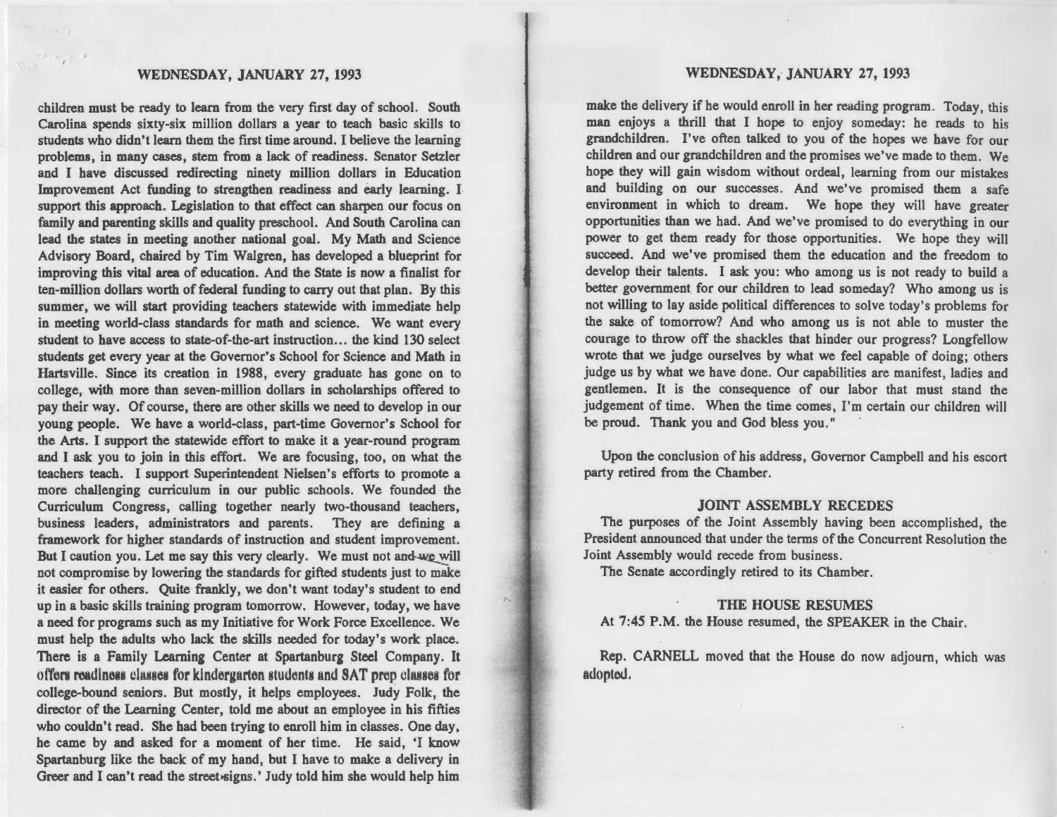children must be ready to learn from the very first day of school. South Carolina spends sixty-six million dollars a year to teach basic skills to students who didn't learn them the first time around. I believe the learning problems, in many cases, stem from a lack of readiness. Senator Setzler and I have discussed redirecting ninety million dollars in Education Improvement Act funding to strengthen readiness and early learning. I support this approach. Legislation to that effect can sharpen our focus on family and parenting skills and quality preschool. And South Carolina can lead the states in meeting another national goal. My Math and Science Advisory Board, chaired by Tim Walgren, has developed a blueprint for improving this vital area of education. And the State is now a finalist for ten-million dollars worth of federal funding to carry out that plan. By this summer, we will start providing teachers statewide with immediate help in meeting world-class standards for math and science. We want every student to have access to state-of-the-art instruction... the kind 130 select students get every year at the Governor's School for Science and Math in Hartsville. Since its creation in 1988, every graduate has gone on to college, with more than seven-million dollars in scholarships offered to pay their way. Of course, there are other skills we need to develop in our young people. We have a world-class, part-time Governor's School for the Arts. I support the statewide effort to make it a year-round program and I ask you to join in this effort. We are focusing, too, on what the teachers teach. I support Superintendent Nielsen's efforts to promote a more challenging curriculum in our public schools. We founded the Curriculum Congress, calling together nearly two-thousand teachers, business leaders, administrators and parents. They are defining a framework for higher standards of instruction and student improvement. But I caution you. Let me say this very clearly. We must not ~~and we~~ will not compromise by lowering the standards for gifted students just to make it easier for others. Quite frankly, we don't want today's student to end up in a basic skills training program tomorrow. However, today, we have a need for programs such as my Initiative for Work Force Excellence. We must help the adults who lack the skills needed for today's work place. There is a Family Learning Center at Spartanburg Steel Company. It offers readiness classes for kindergarten students and SAT prep classes for college-bound seniors. But mostly, it helps employees. Judy Folk, the director of the Learning Center, told me about an employee in his fifties who couldn't read. She had been trying to enroll him in classes. One day, he came by and asked for a moment of her time. He said, 'I know Spartanburg like the back of my hand, but I have to make a delivery in Greer and I can't read the street signs.' Judy told him she would help him make the delivery if he would enroll in her reading program. Today, this man enjoys a thrill that I hope to enjoy someday: he reads to his grandchildren. I've often talked to you of the hopes we have for our children and our grandchildren and the promises we've made to them. We hope they will gain wisdom without ordeal, learning from our mistakes and building on our successes. And we've promised them a safe environment in which to dream. We hope they will have greater opportunities than we had. And we've promised to do everything in our power to get them ready for those opportunities. We hope they will succeed. And we've promised them the education and the freedom to develop their talents. I ask you: who among us is not ready to build a better government for our children to lead someday? Who among us is not willing to lay aside political differences to solve today's problems for the sake of tomorrow? And who among us is not able to muster the courage to throw off the shackles that hinder our progress? Longfellow wrote that we judge ourselves by what we feel capable of doing; others judge us by what we have done. Our capabilities are manifest, ladies and gentlemen. It is the consequence of our labor that must stand the judgement of time. When the time comes, I'm certain our children will be proud. Thank you and God bless you."

Upon the conclusion of his address, Governor Campbell and his escort party retired from the Chamber.

### JOINT ASSEMBLY RECEDES

The purposes of the Joint Assembly having been accomplished, the President announced that under the terms of the Concurrent Resolution the Joint Assembly would recede from business.

The Senate accordingly retired to its Chamber.

### THE HOUSE RESUMES

At 7:45 P.M. the House resumed, the SPEAKER in the Chair.

Rep. CARNELL moved that the House do now adjourn, which was adopted.